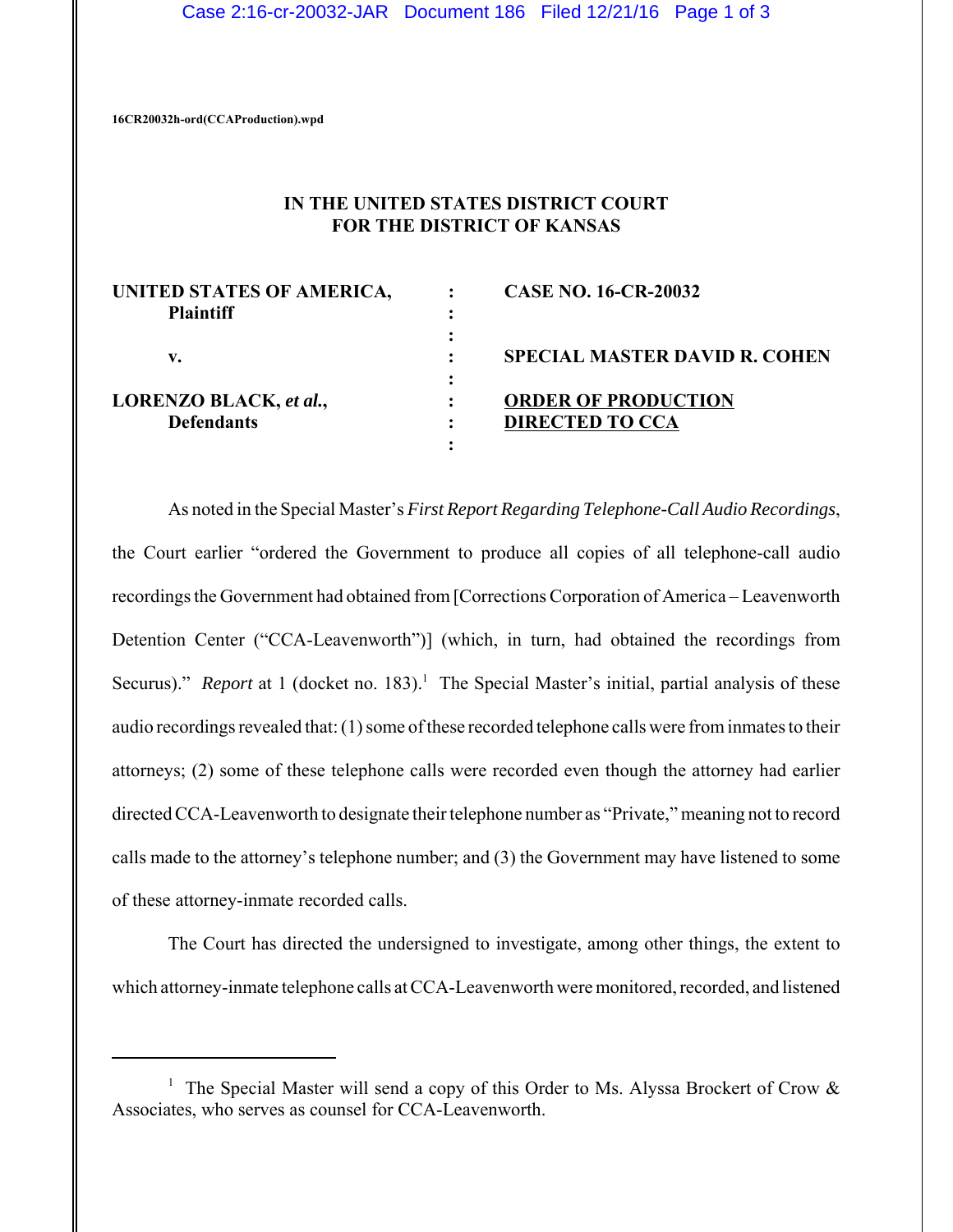16CR20032h-ord(CCAProduction).wpd

**IN THE UNITED STATES DISTRICT COURT**
**FOR THE DISTRICT OF KANSAS**

| | | |
|---|---|---|
| **UNITED STATES OF AMERICA,** | : | **CASE NO. 16-CR-20032** |
| **Plaintiff** | : | |
| | : | |
| **v.** | : | **SPECIAL MASTER DAVID R. COHEN** |
| | : | |
| **LORENZO BLACK, *et al.*,** | : | **ORDER OF PRODUCTION** |
| **Defendants** | : | **DIRECTED TO CCA** |
| | : | |

As noted in the Special Master's *First Report Regarding Telephone-Call Audio Recordings*, the Court earlier "ordered the Government to produce all copies of all telephone-call audio recordings the Government had obtained from [Corrections Corporation of America – Leavenworth Detention Center ("CCA-Leavenworth")] (which, in turn, had obtained the recordings from Securus)." *Report* at 1 (docket no. 183).[1] The Special Master's initial, partial analysis of these audio recordings revealed that: (1) some of these recorded telephone calls were from inmates to their attorneys; (2) some of these telephone calls were recorded even though the attorney had earlier directed CCA-Leavenworth to designate their telephone number as "Private," meaning not to record calls made to the attorney's telephone number; and (3) the Government may have listened to some of these attorney-inmate recorded calls.

The Court has directed the undersigned to investigate, among other things, the extent to which attorney-inmate telephone calls at CCA-Leavenworth were monitored, recorded, and listened

---

[1] The Special Master will send a copy of this Order to Ms. Alyssa Brockert of Crow & Associates, who serves as counsel for CCA-Leavenworth.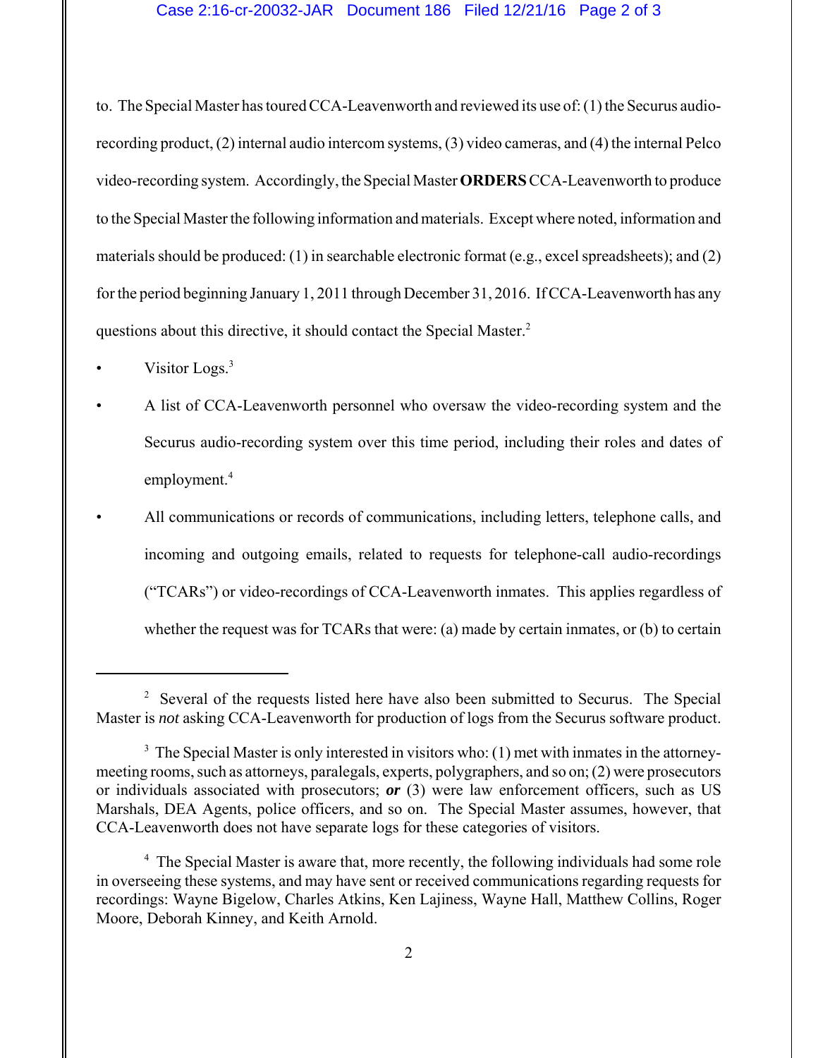to. The Special Master has toured CCA-Leavenworth and reviewed its use of: (1) the Securus audio-recording product, (2) internal audio intercom systems, (3) video cameras, and (4) the internal Pelco video-recording system. Accordingly, the Special Master **ORDERS** CCA-Leavenworth to produce to the Special Master the following information and materials. Except where noted, information and materials should be produced: (1) in searchable electronic format (e.g., excel spreadsheets); and (2) for the period beginning January 1, 2011 through December 31, 2016. If CCA-Leavenworth has any questions about this directive, it should contact the Special Master.[2]

- Visitor Logs.[3]
- A list of CCA-Leavenworth personnel who oversaw the video-recording system and the Securus audio-recording system over this time period, including their roles and dates of employment.[4]
- All communications or records of communications, including letters, telephone calls, and incoming and outgoing emails, related to requests for telephone-call audio-recordings ("TCARs") or video-recordings of CCA-Leavenworth inmates. This applies regardless of whether the request was for TCARs that were: (a) made by certain inmates, or (b) to certain

---

[2] Several of the requests listed here have also been submitted to Securus. The Special Master is *not* asking CCA-Leavenworth for production of logs from the Securus software product.

[3] The Special Master is only interested in visitors who: (1) met with inmates in the attorney-meeting rooms, such as attorneys, paralegals, experts, polygraphers, and so on; (2) were prosecutors or individuals associated with prosecutors; ***or*** (3) were law enforcement officers, such as US Marshals, DEA Agents, police officers, and so on. The Special Master assumes, however, that CCA-Leavenworth does not have separate logs for these categories of visitors.

[4] The Special Master is aware that, more recently, the following individuals had some role in overseeing these systems, and may have sent or received communications regarding requests for recordings: Wayne Bigelow, Charles Atkins, Ken Lajiness, Wayne Hall, Matthew Collins, Roger Moore, Deborah Kinney, and Keith Arnold.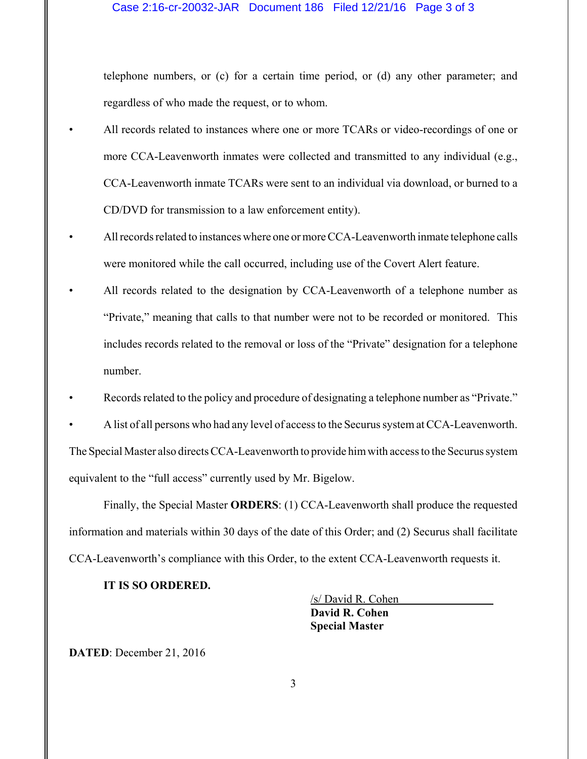telephone numbers, or (c) for a certain time period, or (d) any other parameter; and regardless of who made the request, or to whom.

- All records related to instances where one or more TCARs or video-recordings of one or more CCA-Leavenworth inmates were collected and transmitted to any individual (e.g., CCA-Leavenworth inmate TCARs were sent to an individual via download, or burned to a CD/DVD for transmission to a law enforcement entity).
- All records related to instances where one or more CCA-Leavenworth inmate telephone calls were monitored while the call occurred, including use of the Covert Alert feature.
- All records related to the designation by CCA-Leavenworth of a telephone number as "Private," meaning that calls to that number were not to be recorded or monitored. This includes records related to the removal or loss of the "Private" designation for a telephone number.
- Records related to the policy and procedure of designating a telephone number as "Private."
- A list of all persons who had any level of access to the Securus system at CCA-Leavenworth.

The Special Master also directs CCA-Leavenworth to provide him with access to the Securus system equivalent to the "full access" currently used by Mr. Bigelow.

Finally, the Special Master **ORDERS**: (1) CCA-Leavenworth shall produce the requested information and materials within 30 days of the date of this Order; and (2) Securus shall facilitate CCA-Leavenworth's compliance with this Order, to the extent CCA-Leavenworth requests it.

**IT IS SO ORDERED.**

/s/ David R. Cohen
**David R. Cohen**
**Special Master**

**DATED**: December 21, 2016